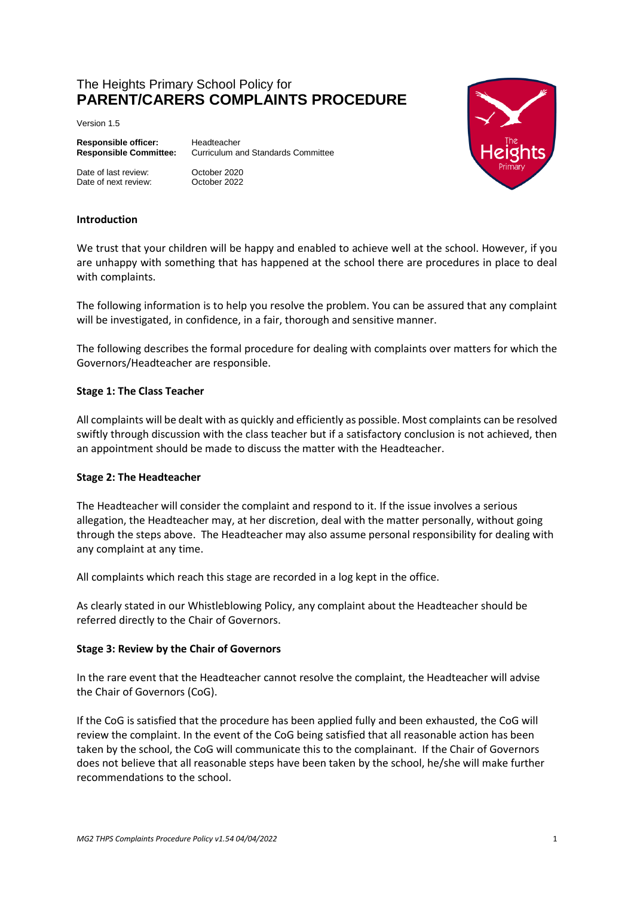# The Heights Primary School Policy for
# PARENT/CARERS COMPLAINTS PROCEDURE

Version 1.5

**Responsible officer:** Headteacher
**Responsible Committee:** Curriculum and Standards Committee

Date of last review: October 2020
Date of next review: October 2022

## Introduction

We trust that your children will be happy and enabled to achieve well at the school. However, if you are unhappy with something that has happened at the school there are procedures in place to deal with complaints.

The following information is to help you resolve the problem. You can be assured that any complaint will be investigated, in confidence, in a fair, thorough and sensitive manner.

The following describes the formal procedure for dealing with complaints over matters for which the Governors/Headteacher are responsible.

## Stage 1: The Class Teacher

All complaints will be dealt with as quickly and efficiently as possible. Most complaints can be resolved swiftly through discussion with the class teacher but if a satisfactory conclusion is not achieved, then an appointment should be made to discuss the matter with the Headteacher.

## Stage 2: The Headteacher

The Headteacher will consider the complaint and respond to it. If the issue involves a serious allegation, the Headteacher may, at her discretion, deal with the matter personally, without going through the steps above. The Headteacher may also assume personal responsibility for dealing with any complaint at any time.

All complaints which reach this stage are recorded in a log kept in the office.

As clearly stated in our Whistleblowing Policy, any complaint about the Headteacher should be referred directly to the Chair of Governors.

## Stage 3: Review by the Chair of Governors

In the rare event that the Headteacher cannot resolve the complaint, the Headteacher will advise the Chair of Governors (CoG).

If the CoG is satisfied that the procedure has been applied fully and been exhausted, the CoG will review the complaint. In the event of the CoG being satisfied that all reasonable action has been taken by the school, the CoG will communicate this to the complainant. If the Chair of Governors does not believe that all reasonable steps have been taken by the school, he/she will make further recommendations to the school.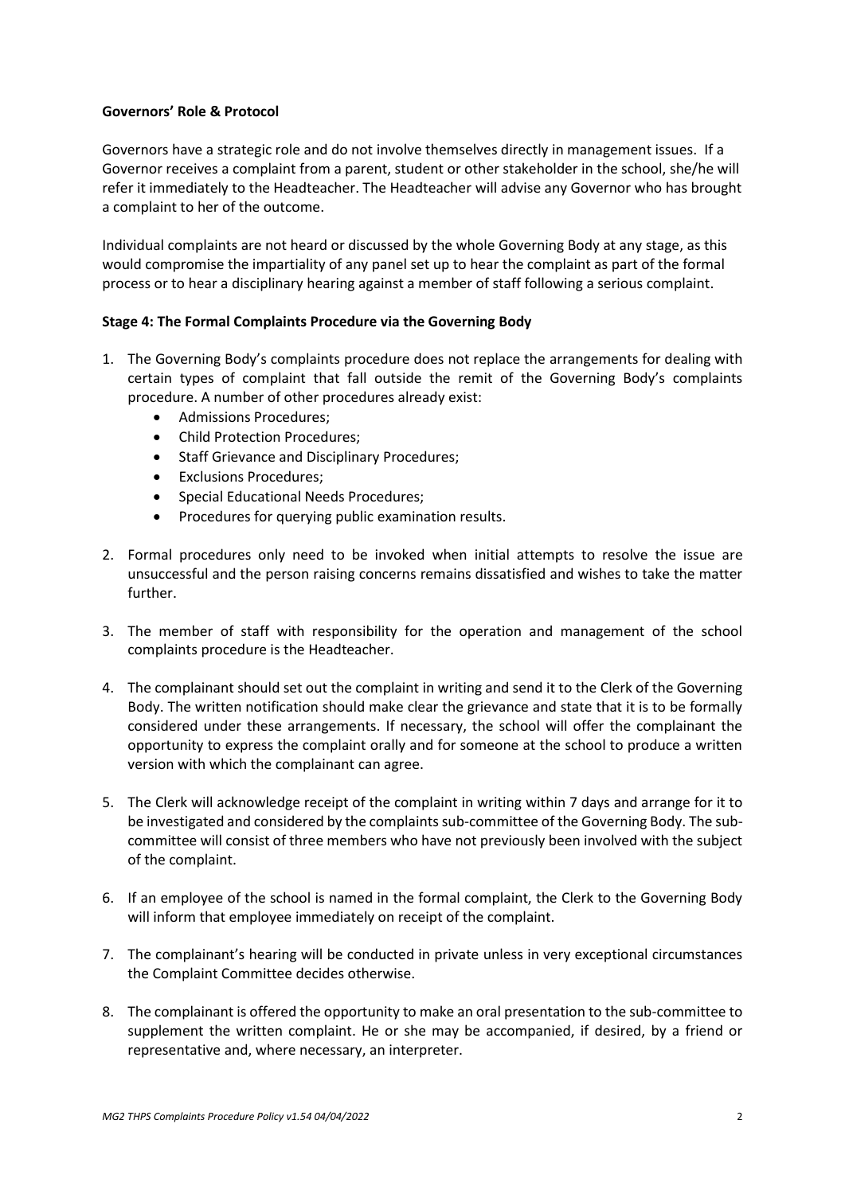**Governors' Role & Protocol**

Governors have a strategic role and do not involve themselves directly in management issues. If a Governor receives a complaint from a parent, student or other stakeholder in the school, she/he will refer it immediately to the Headteacher. The Headteacher will advise any Governor who has brought a complaint to her of the outcome.

Individual complaints are not heard or discussed by the whole Governing Body at any stage, as this would compromise the impartiality of any panel set up to hear the complaint as part of the formal process or to hear a disciplinary hearing against a member of staff following a serious complaint.

**Stage 4: The Formal Complaints Procedure via the Governing Body**

1. The Governing Body's complaints procedure does not replace the arrangements for dealing with certain types of complaint that fall outside the remit of the Governing Body's complaints procedure. A number of other procedures already exist:
   - Admissions Procedures;
   - Child Protection Procedures;
   - Staff Grievance and Disciplinary Procedures;
   - Exclusions Procedures;
   - Special Educational Needs Procedures;
   - Procedures for querying public examination results.

2. Formal procedures only need to be invoked when initial attempts to resolve the issue are unsuccessful and the person raising concerns remains dissatisfied and wishes to take the matter further.

3. The member of staff with responsibility for the operation and management of the school complaints procedure is the Headteacher.

4. The complainant should set out the complaint in writing and send it to the Clerk of the Governing Body. The written notification should make clear the grievance and state that it is to be formally considered under these arrangements. If necessary, the school will offer the complainant the opportunity to express the complaint orally and for someone at the school to produce a written version with which the complainant can agree.

5. The Clerk will acknowledge receipt of the complaint in writing within 7 days and arrange for it to be investigated and considered by the complaints sub-committee of the Governing Body. The sub-committee will consist of three members who have not previously been involved with the subject of the complaint.

6. If an employee of the school is named in the formal complaint, the Clerk to the Governing Body will inform that employee immediately on receipt of the complaint.

7. The complainant's hearing will be conducted in private unless in very exceptional circumstances the Complaint Committee decides otherwise.

8. The complainant is offered the opportunity to make an oral presentation to the sub-committee to supplement the written complaint. He or she may be accompanied, if desired, by a friend or representative and, where necessary, an interpreter.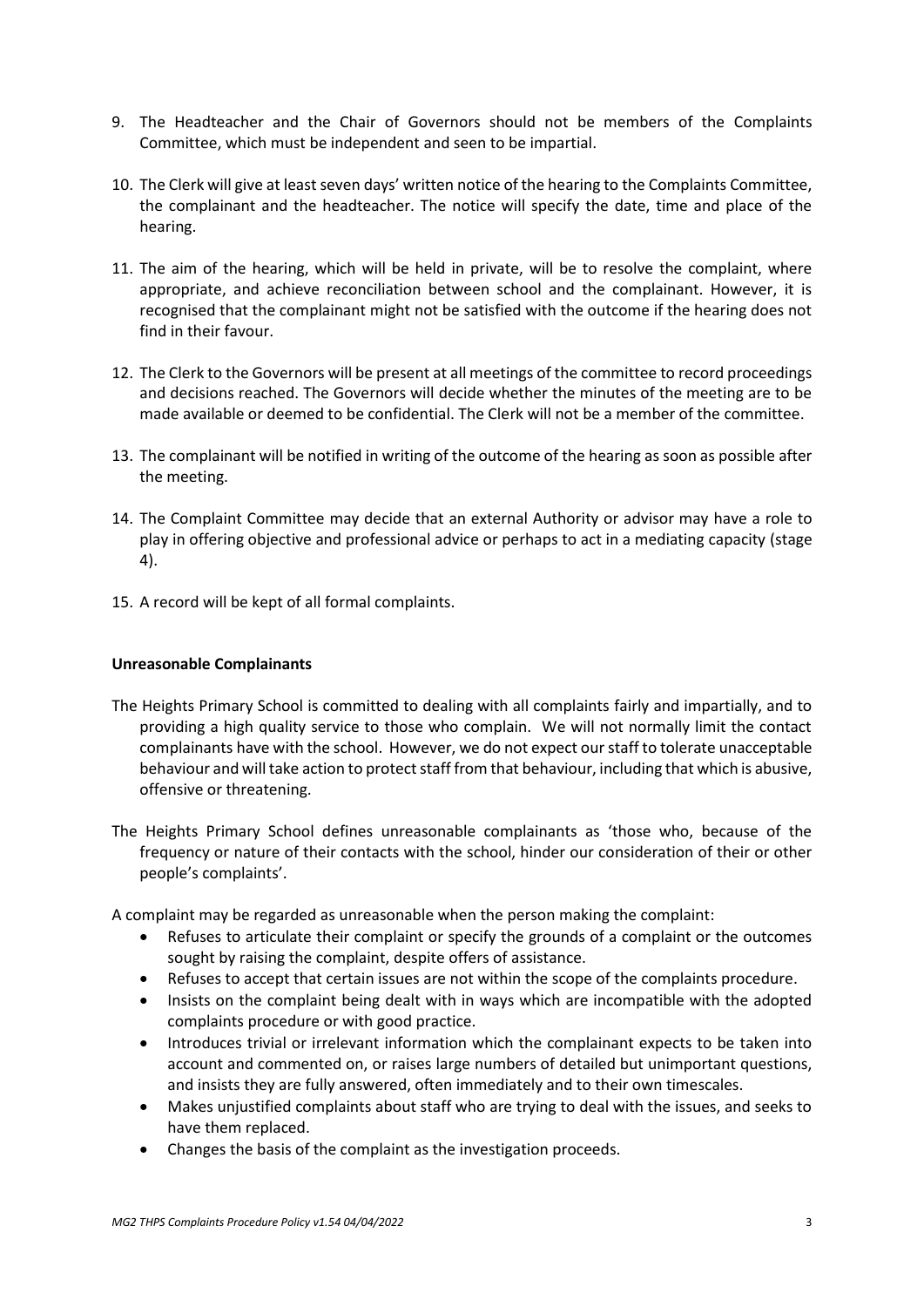9. The Headteacher and the Chair of Governors should not be members of the Complaints Committee, which must be independent and seen to be impartial.

10. The Clerk will give at least seven days' written notice of the hearing to the Complaints Committee, the complainant and the headteacher. The notice will specify the date, time and place of the hearing.

11. The aim of the hearing, which will be held in private, will be to resolve the complaint, where appropriate, and achieve reconciliation between school and the complainant. However, it is recognised that the complainant might not be satisfied with the outcome if the hearing does not find in their favour.

12. The Clerk to the Governors will be present at all meetings of the committee to record proceedings and decisions reached. The Governors will decide whether the minutes of the meeting are to be made available or deemed to be confidential. The Clerk will not be a member of the committee.

13. The complainant will be notified in writing of the outcome of the hearing as soon as possible after the meeting.

14. The Complaint Committee may decide that an external Authority or advisor may have a role to play in offering objective and professional advice or perhaps to act in a mediating capacity (stage 4).

15. A record will be kept of all formal complaints.

**Unreasonable Complainants**

The Heights Primary School is committed to dealing with all complaints fairly and impartially, and to providing a high quality service to those who complain. We will not normally limit the contact complainants have with the school. However, we do not expect our staff to tolerate unacceptable behaviour and will take action to protect staff from that behaviour, including that which is abusive, offensive or threatening.

The Heights Primary School defines unreasonable complainants as 'those who, because of the frequency or nature of their contacts with the school, hinder our consideration of their or other people's complaints'.

A complaint may be regarded as unreasonable when the person making the complaint:

- Refuses to articulate their complaint or specify the grounds of a complaint or the outcomes sought by raising the complaint, despite offers of assistance.
- Refuses to accept that certain issues are not within the scope of the complaints procedure.
- Insists on the complaint being dealt with in ways which are incompatible with the adopted complaints procedure or with good practice.
- Introduces trivial or irrelevant information which the complainant expects to be taken into account and commented on, or raises large numbers of detailed but unimportant questions, and insists they are fully answered, often immediately and to their own timescales.
- Makes unjustified complaints about staff who are trying to deal with the issues, and seeks to have them replaced.
- Changes the basis of the complaint as the investigation proceeds.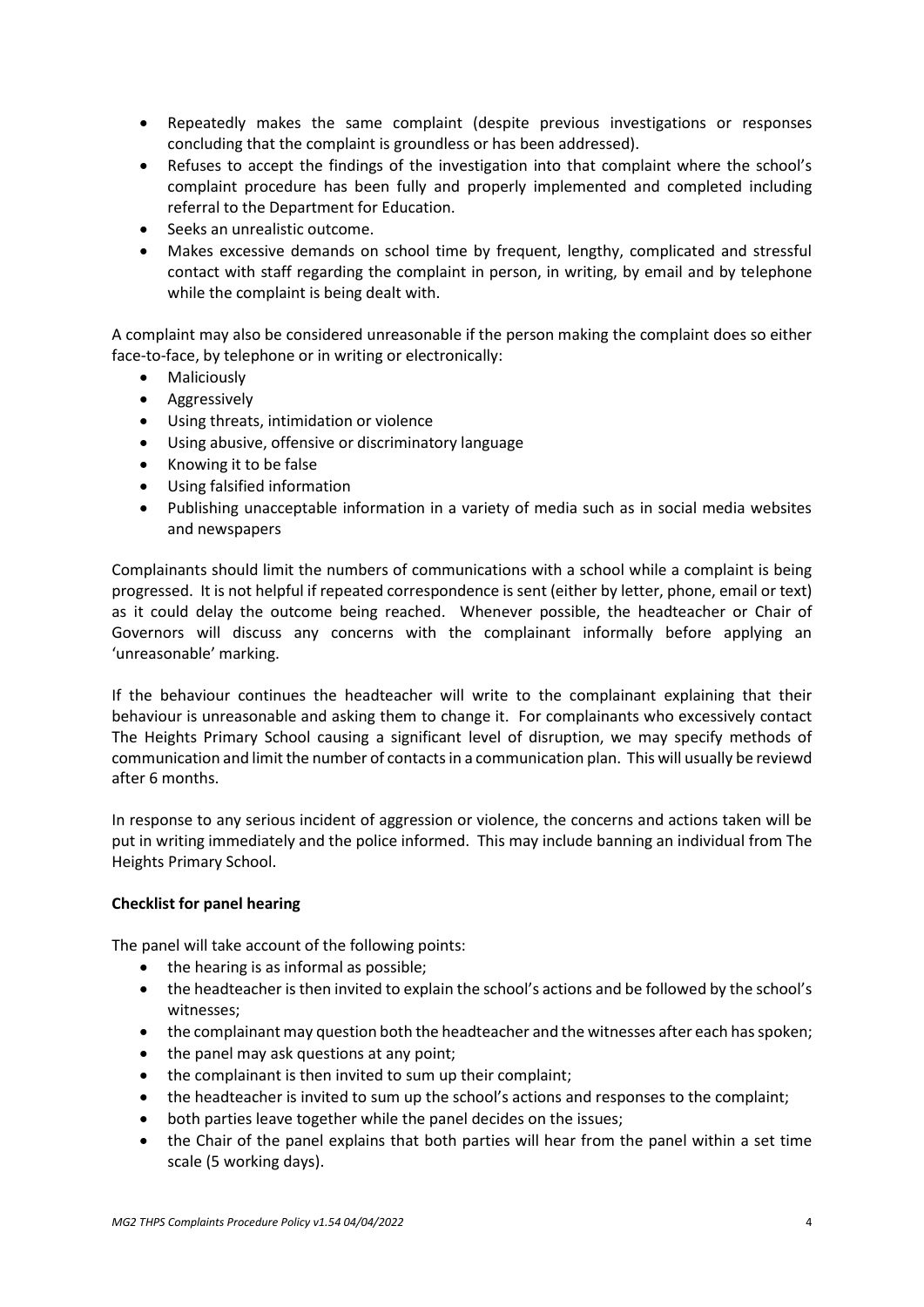- Repeatedly makes the same complaint (despite previous investigations or responses concluding that the complaint is groundless or has been addressed).
- Refuses to accept the findings of the investigation into that complaint where the school's complaint procedure has been fully and properly implemented and completed including referral to the Department for Education.
- Seeks an unrealistic outcome.
- Makes excessive demands on school time by frequent, lengthy, complicated and stressful contact with staff regarding the complaint in person, in writing, by email and by telephone while the complaint is being dealt with.

A complaint may also be considered unreasonable if the person making the complaint does so either face-to-face, by telephone or in writing or electronically:

- Maliciously
- Aggressively
- Using threats, intimidation or violence
- Using abusive, offensive or discriminatory language
- Knowing it to be false
- Using falsified information
- Publishing unacceptable information in a variety of media such as in social media websites and newspapers

Complainants should limit the numbers of communications with a school while a complaint is being progressed. It is not helpful if repeated correspondence is sent (either by letter, phone, email or text) as it could delay the outcome being reached. Whenever possible, the headteacher or Chair of Governors will discuss any concerns with the complainant informally before applying an 'unreasonable' marking.

If the behaviour continues the headteacher will write to the complainant explaining that their behaviour is unreasonable and asking them to change it. For complainants who excessively contact The Heights Primary School causing a significant level of disruption, we may specify methods of communication and limit the number of contacts in a communication plan. This will usually be reviewd after 6 months.

In response to any serious incident of aggression or violence, the concerns and actions taken will be put in writing immediately and the police informed. This may include banning an individual from The Heights Primary School.

**Checklist for panel hearing**

The panel will take account of the following points:

- the hearing is as informal as possible;
- the headteacher is then invited to explain the school's actions and be followed by the school's witnesses;
- the complainant may question both the headteacher and the witnesses after each has spoken;
- the panel may ask questions at any point;
- the complainant is then invited to sum up their complaint;
- the headteacher is invited to sum up the school's actions and responses to the complaint;
- both parties leave together while the panel decides on the issues;
- the Chair of the panel explains that both parties will hear from the panel within a set time scale (5 working days).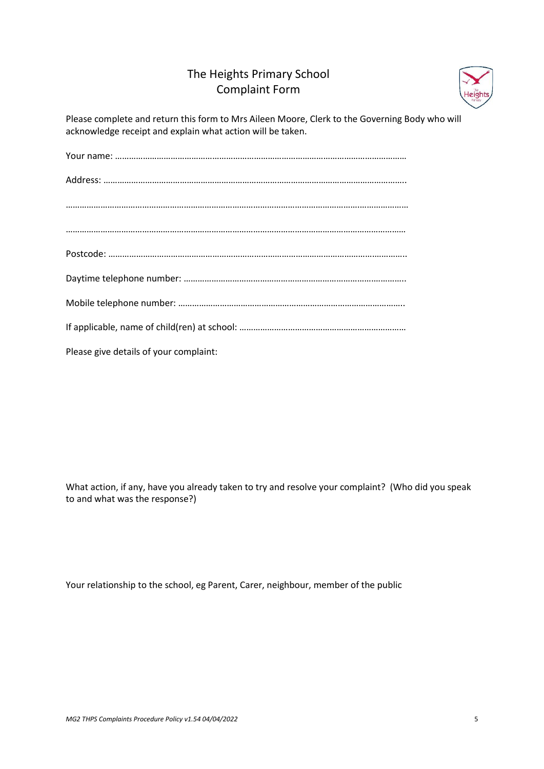# The Heights Primary School
## Complaint Form

Please complete and return this form to Mrs Aileen Moore, Clerk to the Governing Body who will acknowledge receipt and explain what action will be taken.

Your name: ……………………………………………………………………………………………………………

Address: ………………………………………………………………………………………………………………..

…………………………………………………………………………………………………………………………………

………………………………………………………………………………………………………………………………

Postcode: ……………………………………………………………………………………………………………..

Daytime telephone number: ……………………………………………………………………………………..

Mobile telephone number: ……………………………………………………………………………………..

If applicable, name of child(ren) at school: ………………………………………………………………

Please give details of your complaint:

What action, if any, have you already taken to try and resolve your complaint? (Who did you speak to and what was the response?)

Your relationship to the school, eg Parent, Carer, neighbour, member of the public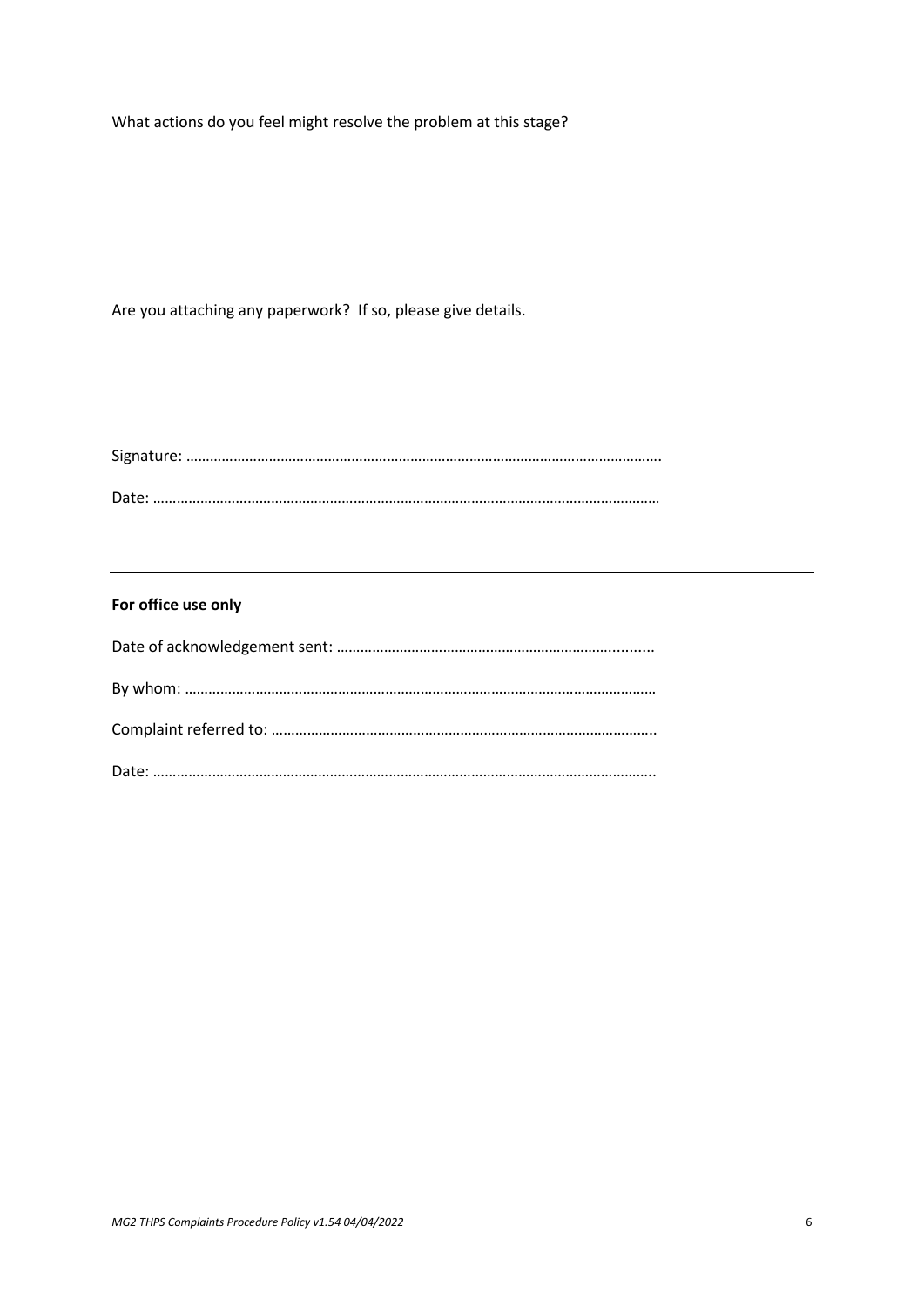What actions do you feel might resolve the problem at this stage?

Are you attaching any paperwork? If so, please give details.

Signature: ……………………………………………………………………………………………………….

Date: ……………………………………………………………………………………………………………

---

**For office use only**

Date of acknowledgement sent: ………………………………………………………….........

By whom: …………………………………………………………………………………………………

Complaint referred to: ……………………………………………………………………………..

Date: …………………………………………………………………………………………………………..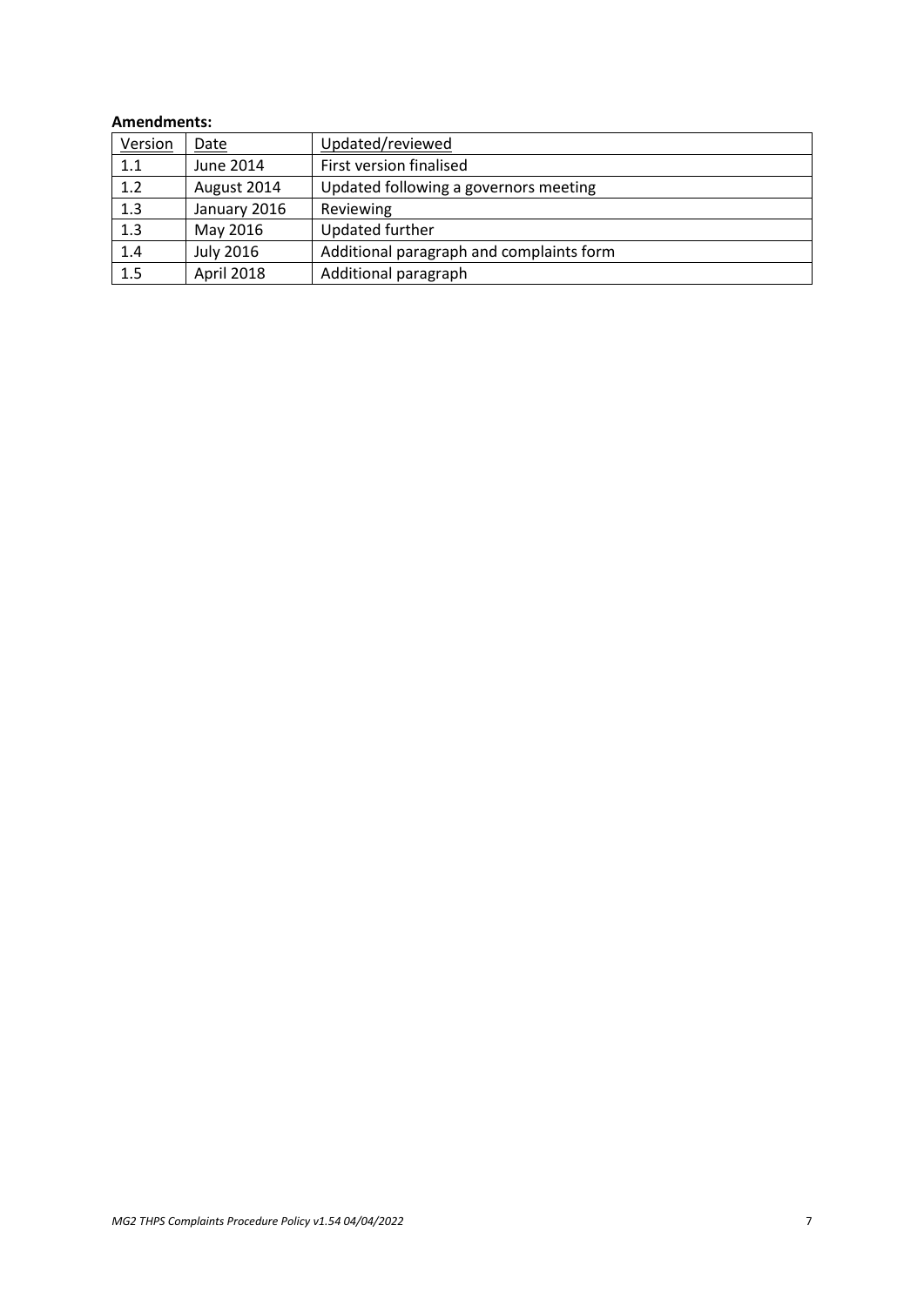**Amendments:**

| Version | Date | Updated/reviewed |
|---|---|---|
| 1.1 | June 2014 | First version finalised |
| 1.2 | August 2014 | Updated following a governors meeting |
| 1.3 | January 2016 | Reviewing |
| 1.3 | May 2016 | Updated further |
| 1.4 | July 2016 | Additional paragraph and complaints form |
| 1.5 | April 2018 | Additional paragraph |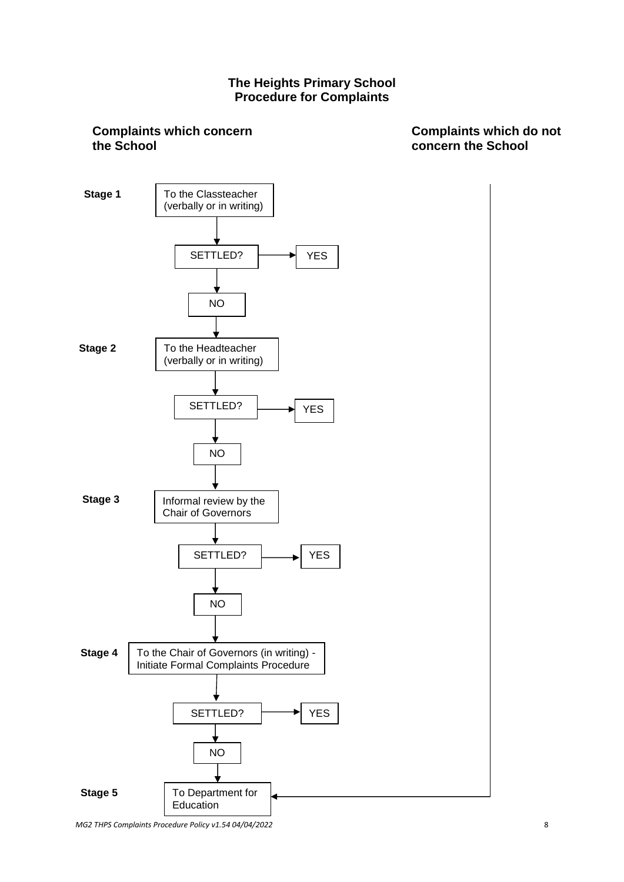# The Heights Primary School
## Procedure for Complaints

**Complaints which concern the School**

**Complaints which do not concern the School**

**Stage 1**

To the Classteacher (verbally or in writing)

SETTLED? → YES

NO

**Stage 2**

To the Headteacher (verbally or in writing)

SETTLED? → YES

NO

**Stage 3**

Informal review by the Chair of Governors

SETTLED? → YES

NO

**Stage 4**

To the Chair of Governors (in writing) - Initiate Formal Complaints Procedure

SETTLED? → YES

NO

**Stage 5**

To Department for Education

*MG2 THPS Complaints Procedure Policy v1.54 04/04/2022*